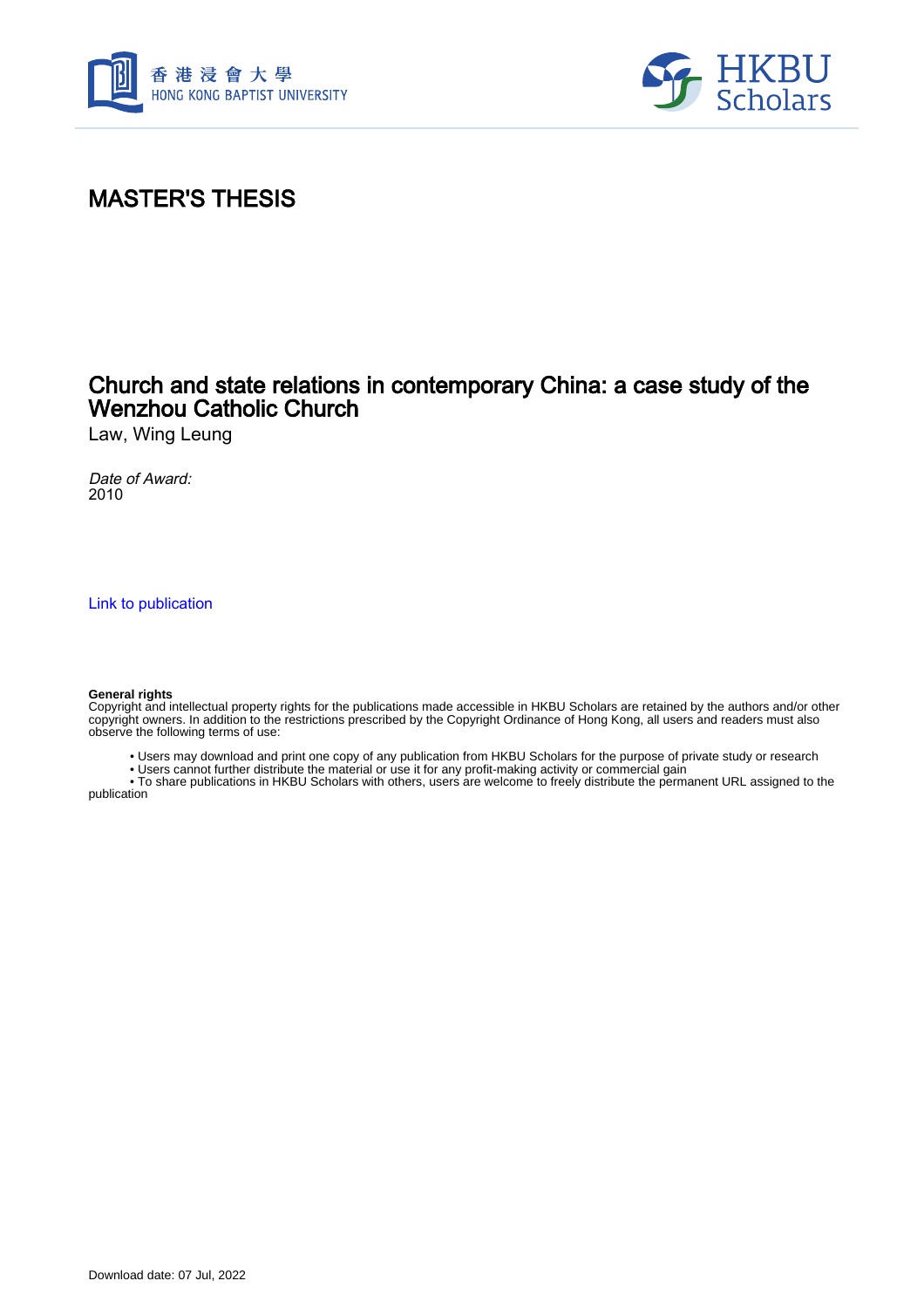# MASTER'S THESIS

## Church and state relations in contemporary China: a case study of the Wenzhou Catholic Church

Law, Wing Leung

*Date of Award:*
2010

Link to publication

**General rights**
Copyright and intellectual property rights for the publications made accessible in HKBU Scholars are retained by the authors and/or other copyright owners. In addition to the restrictions prescribed by the Copyright Ordinance of Hong Kong, all users and readers must also observe the following terms of use:

- Users may download and print one copy of any publication from HKBU Scholars for the purpose of private study or research
- Users cannot further distribute the material or use it for any profit-making activity or commercial gain
- To share publications in HKBU Scholars with others, users are welcome to freely distribute the permanent URL assigned to the publication

Download date: 07 Jul, 2022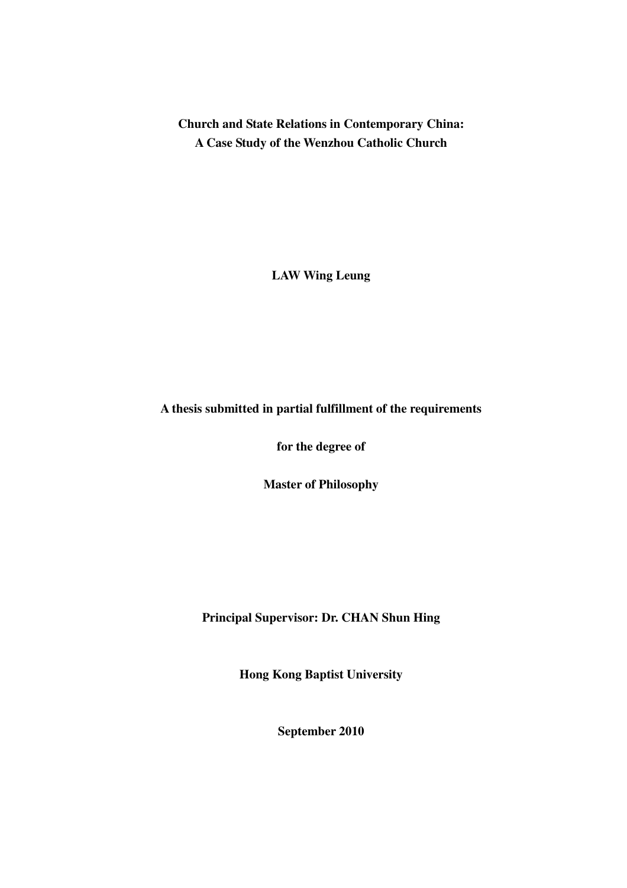**Church and State Relations in Contemporary China:**
**A Case Study of the Wenzhou Catholic Church**

**LAW Wing Leung**

**A thesis submitted in partial fulfillment of the requirements**

**for the degree of**

**Master of Philosophy**

**Principal Supervisor: Dr. CHAN Shun Hing**

**Hong Kong Baptist University**

**September 2010**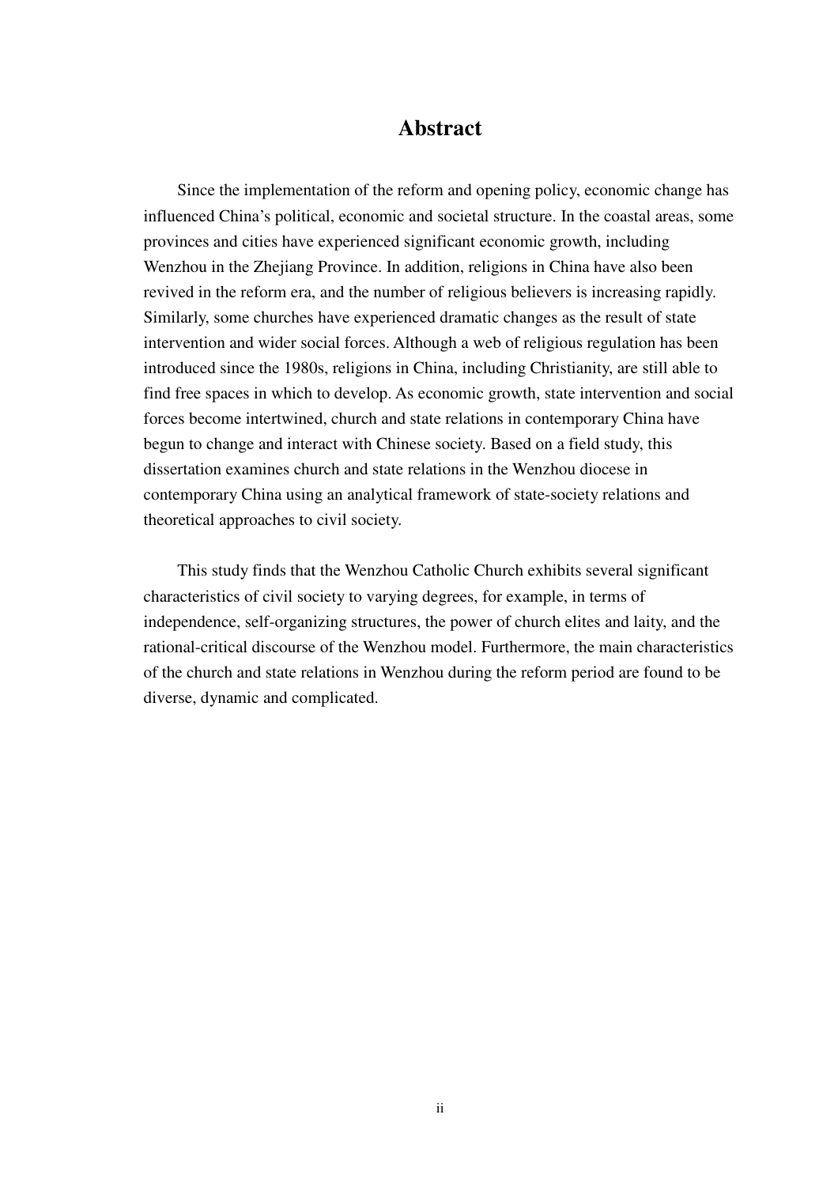# Abstract

Since the implementation of the reform and opening policy, economic change has influenced China's political, economic and societal structure. In the coastal areas, some provinces and cities have experienced significant economic growth, including Wenzhou in the Zhejiang Province. In addition, religions in China have also been revived in the reform era, and the number of religious believers is increasing rapidly. Similarly, some churches have experienced dramatic changes as the result of state intervention and wider social forces. Although a web of religious regulation has been introduced since the 1980s, religions in China, including Christianity, are still able to find free spaces in which to develop. As economic growth, state intervention and social forces become intertwined, church and state relations in contemporary China have begun to change and interact with Chinese society. Based on a field study, this dissertation examines church and state relations in the Wenzhou diocese in contemporary China using an analytical framework of state-society relations and theoretical approaches to civil society.

This study finds that the Wenzhou Catholic Church exhibits several significant characteristics of civil society to varying degrees, for example, in terms of independence, self-organizing structures, the power of church elites and laity, and the rational-critical discourse of the Wenzhou model. Furthermore, the main characteristics of the church and state relations in Wenzhou during the reform period are found to be diverse, dynamic and complicated.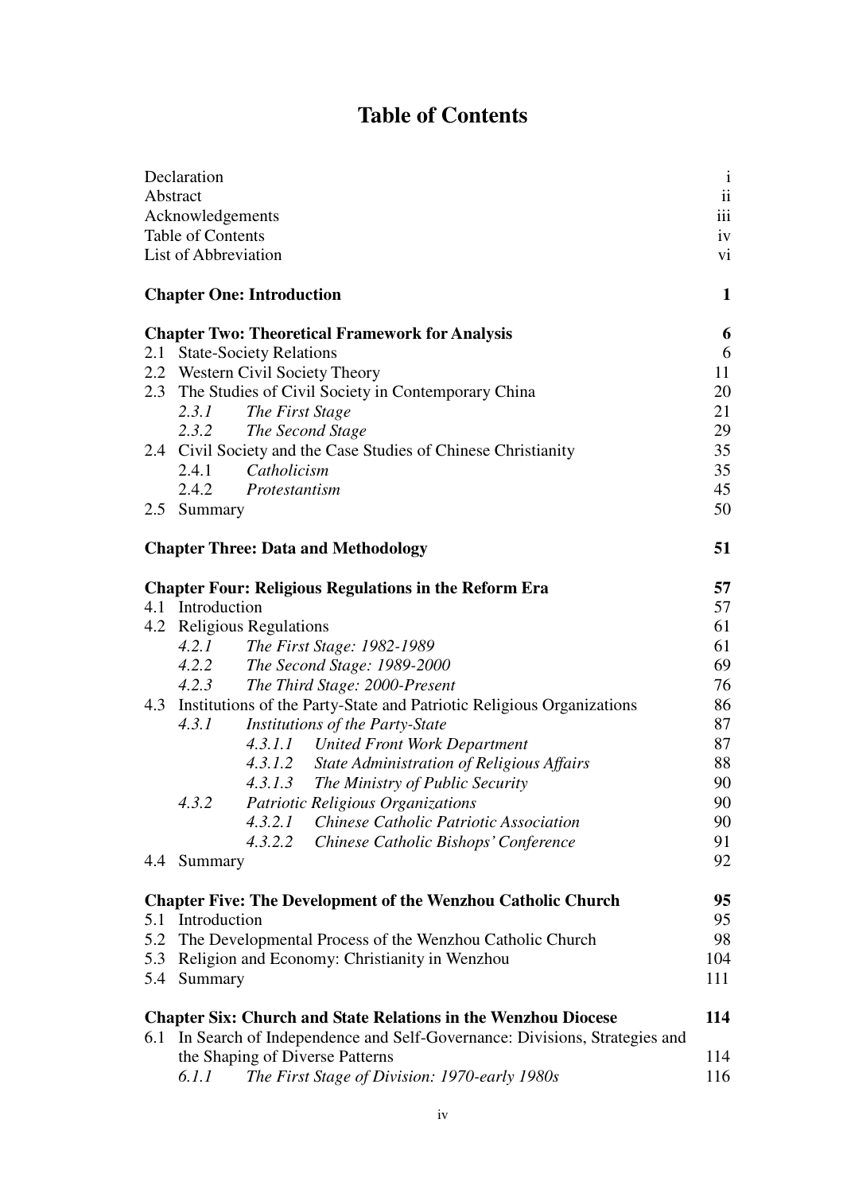# Table of Contents

| | |
|---|---|
| Declaration | i |
| Abstract | ii |
| Acknowledgements | iii |
| Table of Contents | iv |
| List of Abbreviation | vi |
| | |
| **Chapter One: Introduction** | **1** |
| | |
| **Chapter Two: Theoretical Framework for Analysis** | **6** |
| 2.1 State-Society Relations | 6 |
| 2.2 Western Civil Society Theory | 11 |
| 2.3 The Studies of Civil Society in Contemporary China | 20 |
| *2.3.1 The First Stage* | 21 |
| *2.3.2 The Second Stage* | 29 |
| 2.4 Civil Society and the Case Studies of Chinese Christianity | 35 |
| 2.4.1 *Catholicism* | 35 |
| 2.4.2 *Protestantism* | 45 |
| 2.5 Summary | 50 |
| | |
| **Chapter Three: Data and Methodology** | **51** |
| | |
| **Chapter Four: Religious Regulations in the Reform Era** | **57** |
| 4.1 Introduction | 57 |
| 4.2 Religious Regulations | 61 |
| *4.2.1 The First Stage: 1982-1989* | 61 |
| *4.2.2 The Second Stage: 1989-2000* | 69 |
| *4.2.3 The Third Stage: 2000-Present* | 76 |
| 4.3 Institutions of the Party-State and Patriotic Religious Organizations | 86 |
| *4.3.1 Institutions of the Party-State* | 87 |
| *4.3.1.1 United Front Work Department* | 87 |
| *4.3.1.2 State Administration of Religious Affairs* | 88 |
| *4.3.1.3 The Ministry of Public Security* | 90 |
| *4.3.2 Patriotic Religious Organizations* | 90 |
| *4.3.2.1 Chinese Catholic Patriotic Association* | 90 |
| *4.3.2.2 Chinese Catholic Bishops' Conference* | 91 |
| 4.4 Summary | 92 |
| | |
| **Chapter Five: The Development of the Wenzhou Catholic Church** | **95** |
| 5.1 Introduction | 95 |
| 5.2 The Developmental Process of the Wenzhou Catholic Church | 98 |
| 5.3 Religion and Economy: Christianity in Wenzhou | 104 |
| 5.4 Summary | 111 |
| | |
| **Chapter Six: Church and State Relations in the Wenzhou Diocese** | **114** |
| 6.1 In Search of Independence and Self-Governance: Divisions, Strategies and the Shaping of Diverse Patterns | 114 |
| *6.1.1 The First Stage of Division: 1970-early 1980s* | 116 |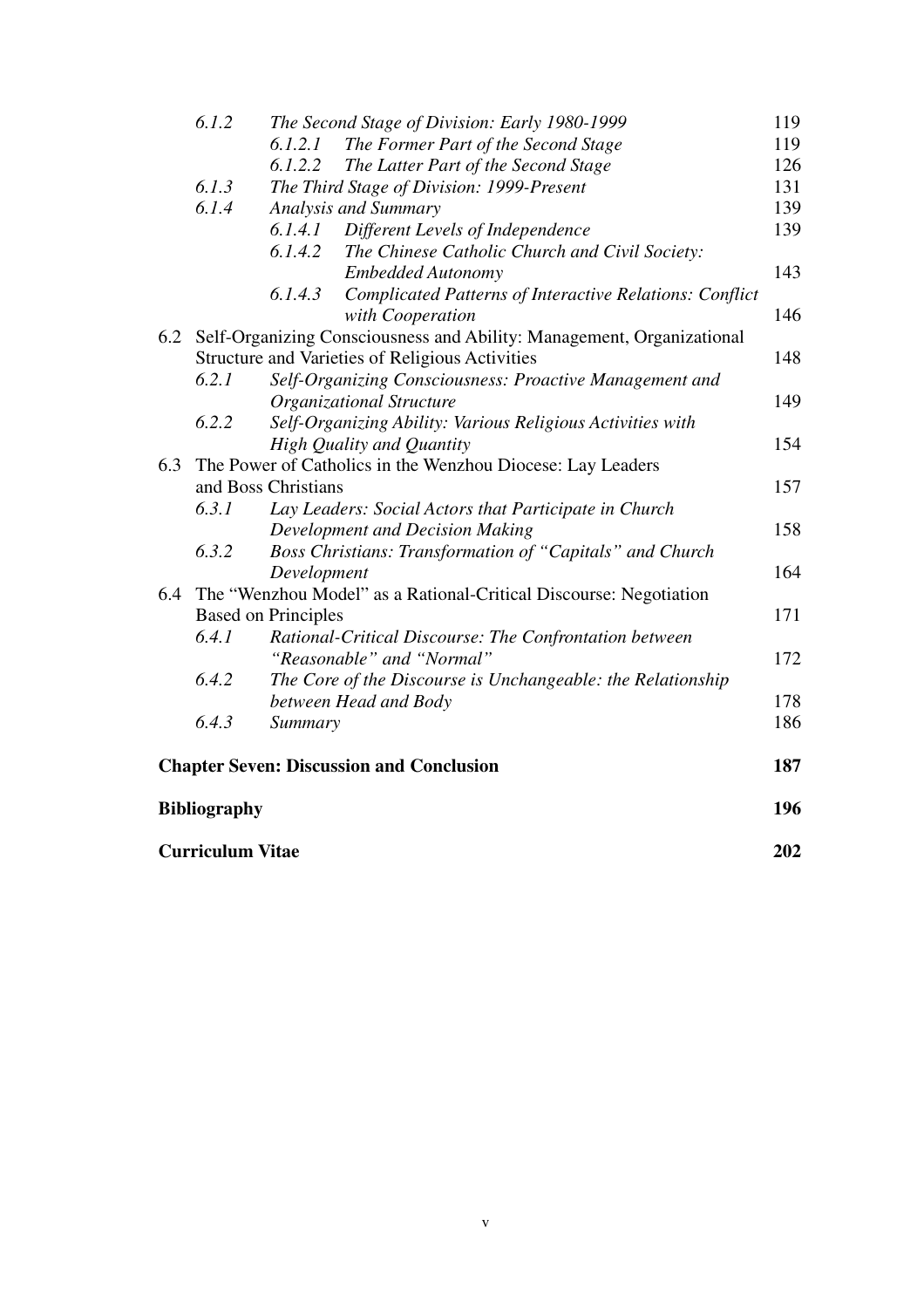| | | |
|---|---|---|
| *6.1.2* | *The Second Stage of Division: Early 1980-1999* | 119 |
| | *6.1.2.1 The Former Part of the Second Stage* | 119 |
| | *6.1.2.2 The Latter Part of the Second Stage* | 126 |
| *6.1.3* | *The Third Stage of Division: 1999-Present* | 131 |
| *6.1.4* | *Analysis and Summary* | 139 |
| | *6.1.4.1 Different Levels of Independence* | 139 |
| | *6.1.4.2 The Chinese Catholic Church and Civil Society: Embedded Autonomy* | 143 |
| | *6.1.4.3 Complicated Patterns of Interactive Relations: Conflict with Cooperation* | 146 |
| 6.2 | Self-Organizing Consciousness and Ability: Management, Organizational Structure and Varieties of Religious Activities | 148 |
| *6.2.1* | *Self-Organizing Consciousness: Proactive Management and Organizational Structure* | 149 |
| *6.2.2* | *Self-Organizing Ability: Various Religious Activities with High Quality and Quantity* | 154 |
| 6.3 | The Power of Catholics in the Wenzhou Diocese: Lay Leaders and Boss Christians | 157 |
| *6.3.1* | *Lay Leaders: Social Actors that Participate in Church Development and Decision Making* | 158 |
| *6.3.2* | *Boss Christians: Transformation of "Capitals" and Church Development* | 164 |
| 6.4 | The "Wenzhou Model" as a Rational-Critical Discourse: Negotiation Based on Principles | 171 |
| *6.4.1* | *Rational-Critical Discourse: The Confrontation between "Reasonable" and "Normal"* | 172 |
| *6.4.2* | *The Core of the Discourse is Unchangeable: the Relationship between Head and Body* | 178 |
| *6.4.3* | *Summary* | 186 |

**Chapter Seven: Discussion and Conclusion** **187**

**Bibliography** **196**

**Curriculum Vitae** **202**